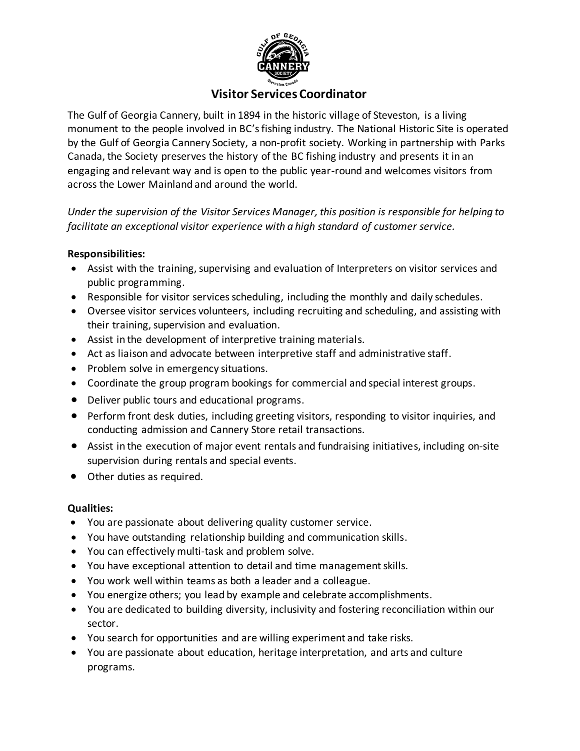# Visitor Services Coordinator

The Gulf of Georgia Cannery, built in 1894 in the historic village of Steveston, is a living monument to the people involved in BC's fishing industry. The National Historic Site is operated by the Gulf of Georgia Cannery Society, a non-profit society. Working in partnership with Parks Canada, the Society preserves the history of the BC fishing industry and presents it in an engaging and relevant way and is open to the public year-round and welcomes visitors from across the Lower Mainland and around the world.

*Under the supervision of the Visitor Services Manager, this position is responsible for helping to facilitate an exceptional visitor experience with a high standard of customer service.*

**Responsibilities:**

- Assist with the training, supervising and evaluation of Interpreters on visitor services and public programming.
- Responsible for visitor services scheduling, including the monthly and daily schedules.
- Oversee visitor services volunteers, including recruiting and scheduling, and assisting with their training, supervision and evaluation.
- Assist in the development of interpretive training materials.
- Act as liaison and advocate between interpretive staff and administrative staff.
- Problem solve in emergency situations.
- Coordinate the group program bookings for commercial and special interest groups.
- Deliver public tours and educational programs.
- Perform front desk duties, including greeting visitors, responding to visitor inquiries, and conducting admission and Cannery Store retail transactions.
- Assist in the execution of major event rentals and fundraising initiatives, including on-site supervision during rentals and special events.
- Other duties as required.

**Qualities:**

- You are passionate about delivering quality customer service.
- You have outstanding relationship building and communication skills.
- You can effectively multi-task and problem solve.
- You have exceptional attention to detail and time management skills.
- You work well within teams as both a leader and a colleague.
- You energize others; you lead by example and celebrate accomplishments.
- You are dedicated to building diversity, inclusivity and fostering reconciliation within our sector.
- You search for opportunities and are willing experiment and take risks.
- You are passionate about education, heritage interpretation, and arts and culture programs.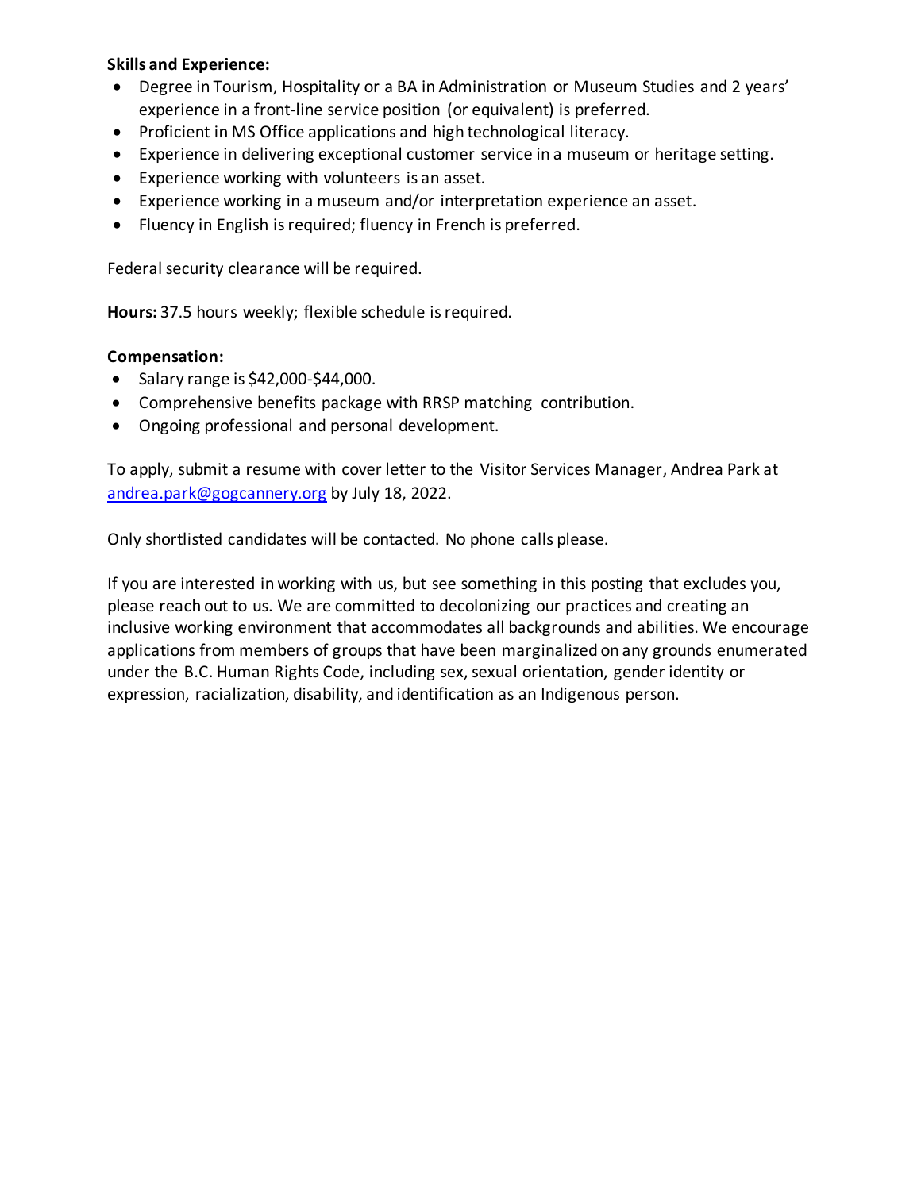**Skills and Experience:**

- Degree in Tourism, Hospitality or a BA in Administration or Museum Studies and 2 years' experience in a front-line service position (or equivalent) is preferred.
- Proficient in MS Office applications and high technological literacy.
- Experience in delivering exceptional customer service in a museum or heritage setting.
- Experience working with volunteers is an asset.
- Experience working in a museum and/or interpretation experience an asset.
- Fluency in English is required; fluency in French is preferred.

Federal security clearance will be required.

**Hours:** 37.5 hours weekly; flexible schedule is required.

**Compensation:**

- Salary range is $42,000-$44,000.
- Comprehensive benefits package with RRSP matching contribution.
- Ongoing professional and personal development.

To apply, submit a resume with cover letter to the Visitor Services Manager, Andrea Park at andrea.park@gogcannery.org by July 18, 2022.

Only shortlisted candidates will be contacted. No phone calls please.

If you are interested in working with us, but see something in this posting that excludes you, please reach out to us. We are committed to decolonizing our practices and creating an inclusive working environment that accommodates all backgrounds and abilities. We encourage applications from members of groups that have been marginalized on any grounds enumerated under the B.C. Human Rights Code, including sex, sexual orientation, gender identity or expression, racialization, disability, and identification as an Indigenous person.